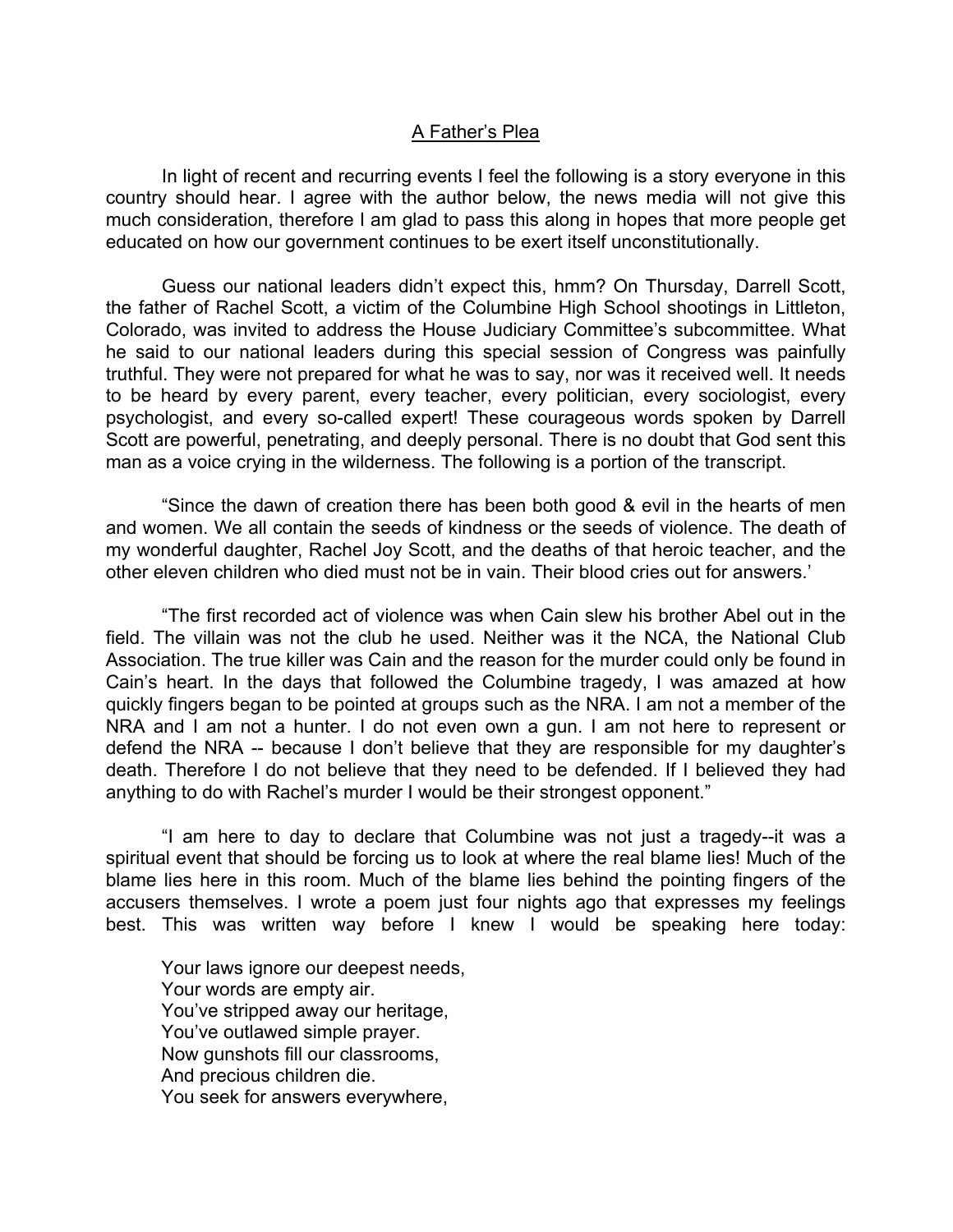## A Father's Plea

In light of recent and recurring events I feel the following is a story everyone in this country should hear. I agree with the author below, the news media will not give this much consideration, therefore I am glad to pass this along in hopes that more people get educated on how our government continues to be exert itself unconstitutionally.

Guess our national leaders didn't expect this, hmm? On Thursday, Darrell Scott, the father of Rachel Scott, a victim of the Columbine High School shootings in Littleton, Colorado, was invited to address the House Judiciary Committee's subcommittee. What he said to our national leaders during this special session of Congress was painfully truthful. They were not prepared for what he was to say, nor was it received well. It needs to be heard by every parent, every teacher, every politician, every sociologist, every psychologist, and every so-called expert! These courageous words spoken by Darrell Scott are powerful, penetrating, and deeply personal. There is no doubt that God sent this man as a voice crying in the wilderness. The following is a portion of the transcript.

"Since the dawn of creation there has been both good & evil in the hearts of men and women. We all contain the seeds of kindness or the seeds of violence. The death of my wonderful daughter, Rachel Joy Scott, and the deaths of that heroic teacher, and the other eleven children who died must not be in vain. Their blood cries out for answers.'

"The first recorded act of violence was when Cain slew his brother Abel out in the field. The villain was not the club he used. Neither was it the NCA, the National Club Association. The true killer was Cain and the reason for the murder could only be found in Cain's heart. In the days that followed the Columbine tragedy, I was amazed at how quickly fingers began to be pointed at groups such as the NRA. I am not a member of the NRA and I am not a hunter. I do not even own a gun. I am not here to represent or defend the NRA -- because I don't believe that they are responsible for my daughter's death. Therefore I do not believe that they need to be defended. If I believed they had anything to do with Rachel's murder I would be their strongest opponent."

"I am here to day to declare that Columbine was not just a tragedy--it was a spiritual event that should be forcing us to look at where the real blame lies! Much of the blame lies here in this room. Much of the blame lies behind the pointing fingers of the accusers themselves. I wrote a poem just four nights ago that expresses my feelings best. This was written way before I knew I would be speaking here today:

Your laws ignore our deepest needs,  
Your words are empty air.  
You've stripped away our heritage,  
You've outlawed simple prayer.  
Now gunshots fill our classrooms,  
And precious children die.  
You seek for answers everywhere,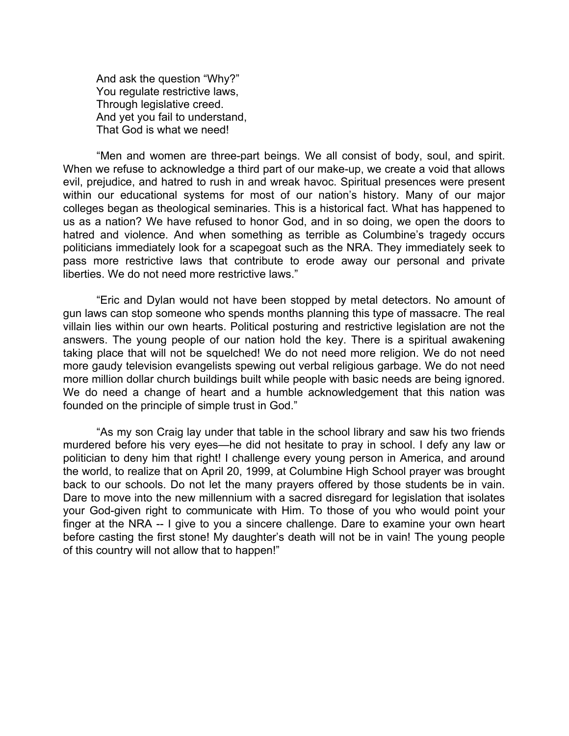And ask the question "Why?"
You regulate restrictive laws,
Through legislative creed.
And yet you fail to understand,
That God is what we need!

"Men and women are three-part beings. We all consist of body, soul, and spirit. When we refuse to acknowledge a third part of our make-up, we create a void that allows evil, prejudice, and hatred to rush in and wreak havoc. Spiritual presences were present within our educational systems for most of our nation's history. Many of our major colleges began as theological seminaries. This is a historical fact. What has happened to us as a nation? We have refused to honor God, and in so doing, we open the doors to hatred and violence. And when something as terrible as Columbine's tragedy occurs politicians immediately look for a scapegoat such as the NRA. They immediately seek to pass more restrictive laws that contribute to erode away our personal and private liberties. We do not need more restrictive laws."

"Eric and Dylan would not have been stopped by metal detectors. No amount of gun laws can stop someone who spends months planning this type of massacre. The real villain lies within our own hearts. Political posturing and restrictive legislation are not the answers. The young people of our nation hold the key. There is a spiritual awakening taking place that will not be squelched! We do not need more religion. We do not need more gaudy television evangelists spewing out verbal religious garbage. We do not need more million dollar church buildings built while people with basic needs are being ignored. We do need a change of heart and a humble acknowledgement that this nation was founded on the principle of simple trust in God."

"As my son Craig lay under that table in the school library and saw his two friends murdered before his very eyes—he did not hesitate to pray in school. I defy any law or politician to deny him that right! I challenge every young person in America, and around the world, to realize that on April 20, 1999, at Columbine High School prayer was brought back to our schools. Do not let the many prayers offered by those students be in vain. Dare to move into the new millennium with a sacred disregard for legislation that isolates your God-given right to communicate with Him. To those of you who would point your finger at the NRA -- I give to you a sincere challenge. Dare to examine your own heart before casting the first stone! My daughter's death will not be in vain! The young people of this country will not allow that to happen!"